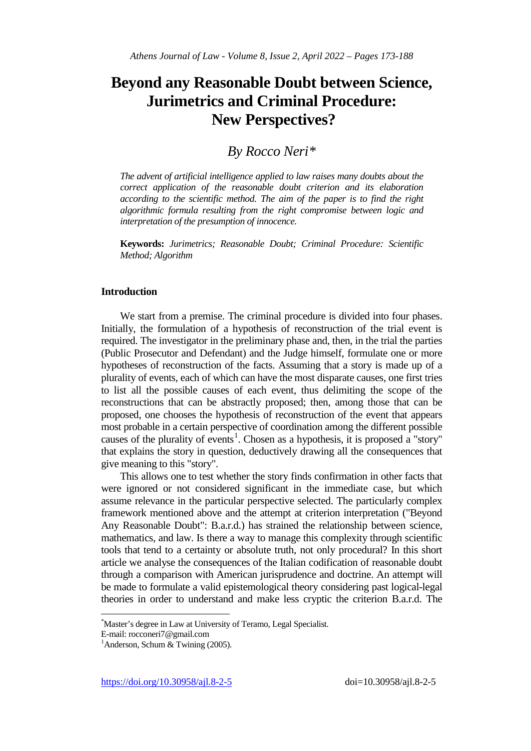# Beyond any Reasonable Doubt between Science, Jurimetrics and Criminal Procedure: New Perspectives?

## *By Rocco Neri**

*The advent of artificial intelligence applied to law raises many doubts about the correct application of the reasonable doubt criterion and its elaboration according to the scientific method. The aim of the paper is to find the right algorithmic formula resulting from the right compromise between logic and interpretation of the presumption of innocence.*

**Keywords:** *Jurimetrics; Reasonable Doubt; Criminal Procedure: Scientific Method; Algorithm*

### Introduction

We start from a premise. The criminal procedure is divided into four phases. Initially, the formulation of a hypothesis of reconstruction of the trial event is required. The investigator in the preliminary phase and, then, in the trial the parties (Public Prosecutor and Defendant) and the Judge himself, formulate one or more hypotheses of reconstruction of the facts. Assuming that a story is made up of a plurality of events, each of which can have the most disparate causes, one first tries to list all the possible causes of each event, thus delimiting the scope of the reconstructions that can be abstractly proposed; then, among those that can be proposed, one chooses the hypothesis of reconstruction of the event that appears most probable in a certain perspective of coordination among the different possible causes of the plurality of events[1]. Chosen as a hypothesis, it is proposed a "story" that explains the story in question, deductively drawing all the consequences that give meaning to this "story".

This allows one to test whether the story finds confirmation in other facts that were ignored or not considered significant in the immediate case, but which assume relevance in the particular perspective selected. The particularly complex framework mentioned above and the attempt at criterion interpretation ("Beyond Any Reasonable Doubt": B.a.r.d.) has strained the relationship between science, mathematics, and law. Is there a way to manage this complexity through scientific tools that tend to a certainty or absolute truth, not only procedural? In this short article we analyse the consequences of the Italian codification of reasonable doubt through a comparison with American jurisprudence and doctrine. An attempt will be made to formulate a valid epistemological theory considering past logical-legal theories in order to understand and make less cryptic the criterion B.a.r.d. The

---

*Master's degree in Law at University of Teramo, Legal Specialist.
E-mail: rocconeri7@gmail.com

[1] Anderson, Schum & Twining (2005).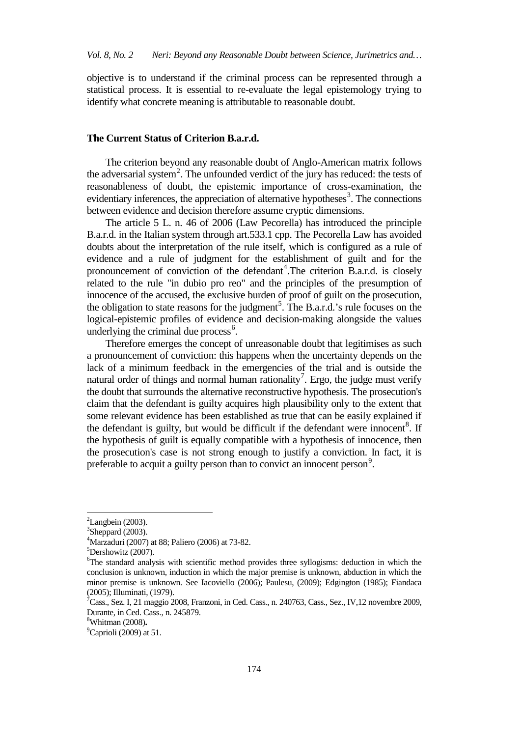objective is to understand if the criminal process can be represented through a statistical process. It is essential to re-evaluate the legal epistemology trying to identify what concrete meaning is attributable to reasonable doubt.

## The Current Status of Criterion B.a.r.d.

The criterion beyond any reasonable doubt of Anglo-American matrix follows the adversarial system[2]. The unfounded verdict of the jury has reduced: the tests of reasonableness of doubt, the epistemic importance of cross-examination, the evidentiary inferences, the appreciation of alternative hypotheses[3]. The connections between evidence and decision therefore assume cryptic dimensions.

The article 5 L. n. 46 of 2006 (Law Pecorella) has introduced the principle B.a.r.d. in the Italian system through art.533.1 cpp. The Pecorella Law has avoided doubts about the interpretation of the rule itself, which is configured as a rule of evidence and a rule of judgment for the establishment of guilt and for the pronouncement of conviction of the defendant[4].The criterion B.a.r.d. is closely related to the rule "in dubio pro reo" and the principles of the presumption of innocence of the accused, the exclusive burden of proof of guilt on the prosecution, the obligation to state reasons for the judgment[5]. The B.a.r.d.'s rule focuses on the logical-epistemic profiles of evidence and decision-making alongside the values underlying the criminal due process[6].

Therefore emerges the concept of unreasonable doubt that legitimises as such a pronouncement of conviction: this happens when the uncertainty depends on the lack of a minimum feedback in the emergencies of the trial and is outside the natural order of things and normal human rationality[7]. Ergo, the judge must verify the doubt that surrounds the alternative reconstructive hypothesis. The prosecution's claim that the defendant is guilty acquires high plausibility only to the extent that some relevant evidence has been established as true that can be easily explained if the defendant is guilty, but would be difficult if the defendant were innocent[8]. If the hypothesis of guilt is equally compatible with a hypothesis of innocence, then the prosecution's case is not strong enough to justify a conviction. In fact, it is preferable to acquit a guilty person than to convict an innocent person[9].

---

[2] Langbein (2003).

[3] Sheppard (2003).

[4] Marzaduri (2007) at 88; Paliero (2006) at 73-82.

[5] Dershowitz (2007).

[6] The standard analysis with scientific method provides three syllogisms: deduction in which the conclusion is unknown, induction in which the major premise is unknown, abduction in which the minor premise is unknown. See Iacoviello (2006); Paulesu, (2009); Edgington (1985); Fiandaca (2005); Illuminati, (1979).

[7] Cass., Sez. I, 21 maggio 2008, Franzoni, in Ced. Cass., n. 240763, Cass., Sez., IV,12 novembre 2009, Durante, in Ced. Cass., n. 245879.

[8] Whitman (2008).

[9] Caprioli (2009) at 51.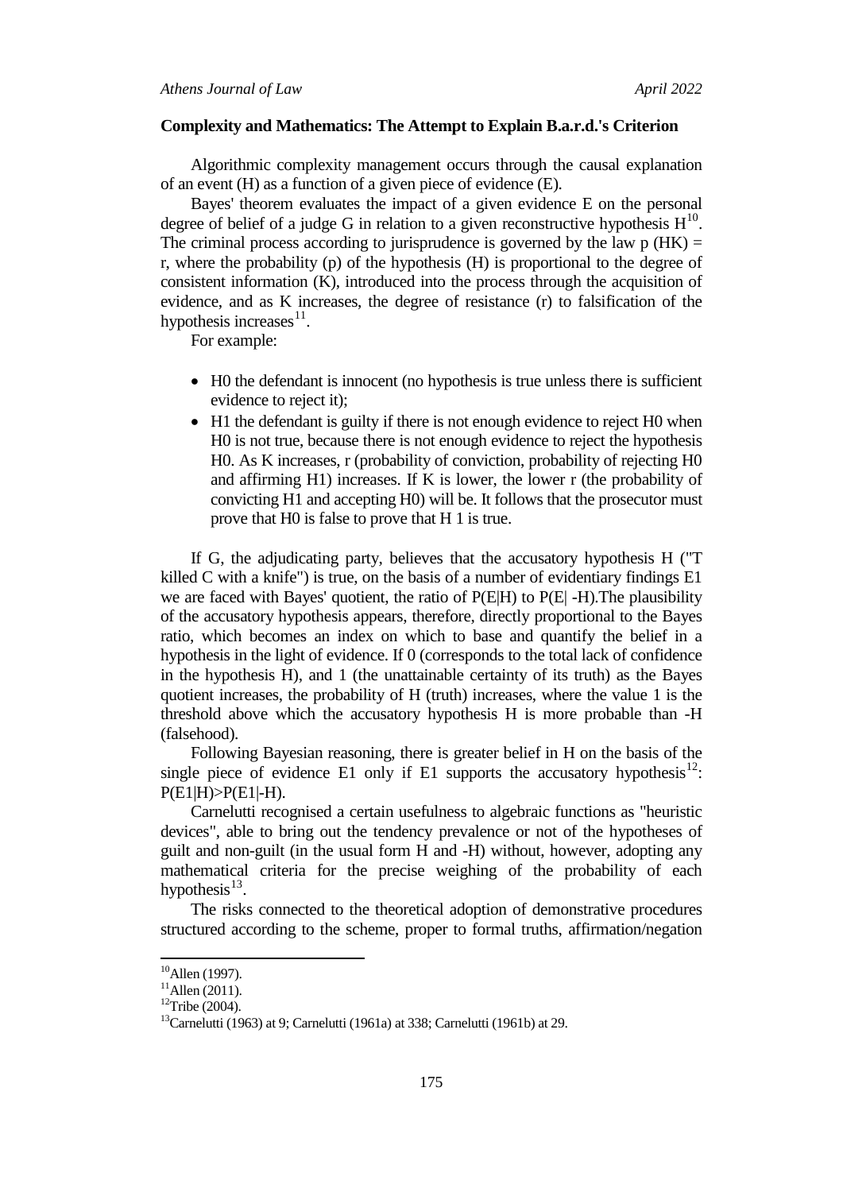### Complexity and Mathematics: The Attempt to Explain B.a.r.d.'s Criterion

Algorithmic complexity management occurs through the causal explanation of an event (H) as a function of a given piece of evidence (E).

Bayes' theorem evaluates the impact of a given evidence E on the personal degree of belief of a judge G in relation to a given reconstructive hypothesis H[10]. The criminal process according to jurisprudence is governed by the law p (HK) = r, where the probability (p) of the hypothesis (H) is proportional to the degree of consistent information (K), introduced into the process through the acquisition of evidence, and as K increases, the degree of resistance (r) to falsification of the hypothesis increases[11].

For example:

- H0 the defendant is innocent (no hypothesis is true unless there is sufficient evidence to reject it);
- H1 the defendant is guilty if there is not enough evidence to reject H0 when H0 is not true, because there is not enough evidence to reject the hypothesis H0. As K increases, r (probability of conviction, probability of rejecting H0 and affirming H1) increases. If K is lower, the lower r (the probability of convicting H1 and accepting H0) will be. It follows that the prosecutor must prove that H0 is false to prove that H 1 is true.

If G, the adjudicating party, believes that the accusatory hypothesis H ("T killed C with a knife") is true, on the basis of a number of evidentiary findings E1 we are faced with Bayes' quotient, the ratio of $P(E|H)$ to $P(E| -H)$.The plausibility of the accusatory hypothesis appears, therefore, directly proportional to the Bayes ratio, which becomes an index on which to base and quantify the belief in a hypothesis in the light of evidence. If 0 (corresponds to the total lack of confidence in the hypothesis H), and 1 (the unattainable certainty of its truth) as the Bayes quotient increases, the probability of H (truth) increases, where the value 1 is the threshold above which the accusatory hypothesis H is more probable than -H (falsehood).

Following Bayesian reasoning, there is greater belief in H on the basis of the single piece of evidence E1 only if E1 supports the accusatory hypothesis[12]: $P(E1|H)>P(E1|-H)$.

Carnelutti recognised a certain usefulness to algebraic functions as "heuristic devices", able to bring out the tendency prevalence or not of the hypotheses of guilt and non-guilt (in the usual form H and -H) without, however, adopting any mathematical criteria for the precise weighing of the probability of each hypothesis[13].

The risks connected to the theoretical adoption of demonstrative procedures structured according to the scheme, proper to formal truths, affirmation/negation

---

[10] Allen (1997).

[11] Allen (2011).

[12] Tribe (2004).

[13] Carnelutti (1963) at 9; Carnelutti (1961a) at 338; Carnelutti (1961b) at 29.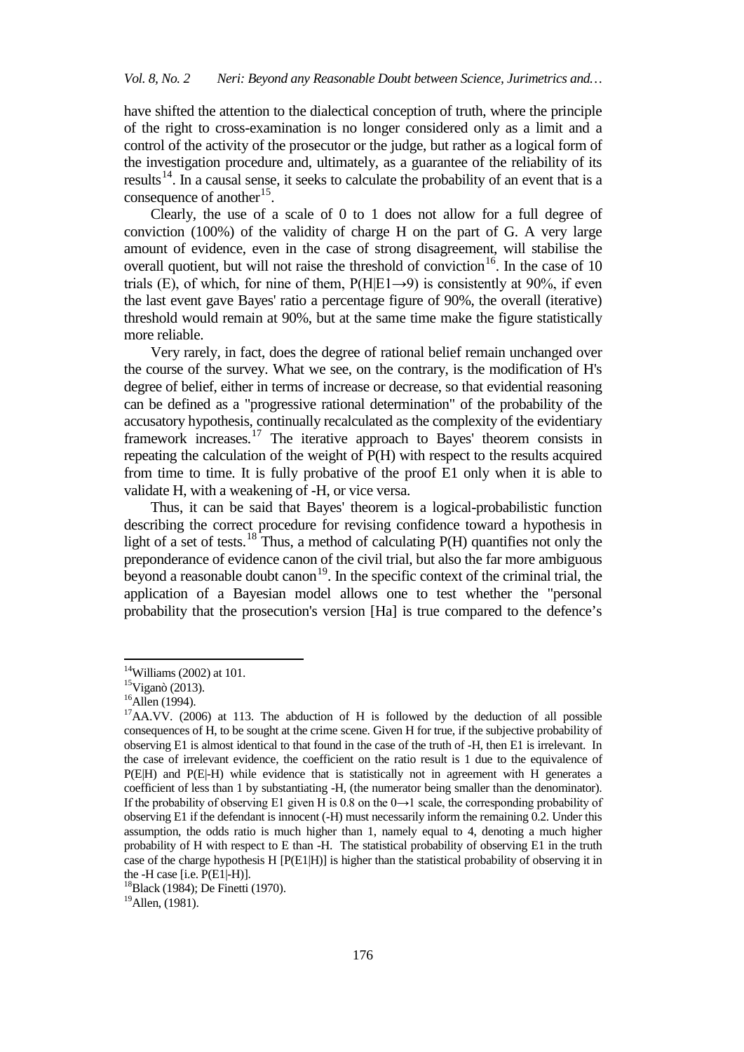have shifted the attention to the dialectical conception of truth, where the principle of the right to cross-examination is no longer considered only as a limit and a control of the activity of the prosecutor or the judge, but rather as a logical form of the investigation procedure and, ultimately, as a guarantee of the reliability of its results[14]. In a causal sense, it seeks to calculate the probability of an event that is a consequence of another[15].

Clearly, the use of a scale of 0 to 1 does not allow for a full degree of conviction (100%) of the validity of charge H on the part of G. A very large amount of evidence, even in the case of strong disagreement, will stabilise the overall quotient, but will not raise the threshold of conviction[16]. In the case of 10 trials (E), of which, for nine of them, $P(H|E1\rightarrow 9)$ is consistently at 90%, if even the last event gave Bayes' ratio a percentage figure of 90%, the overall (iterative) threshold would remain at 90%, but at the same time make the figure statistically more reliable.

Very rarely, in fact, does the degree of rational belief remain unchanged over the course of the survey. What we see, on the contrary, is the modification of H's degree of belief, either in terms of increase or decrease, so that evidential reasoning can be defined as a "progressive rational determination" of the probability of the accusatory hypothesis, continually recalculated as the complexity of the evidentiary framework increases.[17] The iterative approach to Bayes' theorem consists in repeating the calculation of the weight of P(H) with respect to the results acquired from time to time. It is fully probative of the proof E1 only when it is able to validate H, with a weakening of -H, or vice versa.

Thus, it can be said that Bayes' theorem is a logical-probabilistic function describing the correct procedure for revising confidence toward a hypothesis in light of a set of tests.[18] Thus, a method of calculating P(H) quantifies not only the preponderance of evidence canon of the civil trial, but also the far more ambiguous beyond a reasonable doubt canon[19]. In the specific context of the criminal trial, the application of a Bayesian model allows one to test whether the "personal probability that the prosecution's version [Ha] is true compared to the defence's

---

[14] Williams (2002) at 101.

[15] Viganò (2013).

[16] Allen (1994).

[17] AA.VV. (2006) at 113. The abduction of H is followed by the deduction of all possible consequences of H, to be sought at the crime scene. Given H for true, if the subjective probability of observing E1 is almost identical to that found in the case of the truth of -H, then E1 is irrelevant. In the case of irrelevant evidence, the coefficient on the ratio result is 1 due to the equivalence of P(E|H) and P(E|-H) while evidence that is statistically not in agreement with H generates a coefficient of less than 1 by substantiating -H, (the numerator being smaller than the denominator). If the probability of observing E1 given H is 0.8 on the $0\rightarrow 1$ scale, the corresponding probability of observing E1 if the defendant is innocent (-H) must necessarily inform the remaining 0.2. Under this assumption, the odds ratio is much higher than 1, namely equal to 4, denoting a much higher probability of H with respect to E than -H. The statistical probability of observing E1 in the truth case of the charge hypothesis H [P(E1|H)] is higher than the statistical probability of observing it in the -H case [i.e. P(E1|-H)].

[18] Black (1984); De Finetti (1970).

[19] Allen, (1981).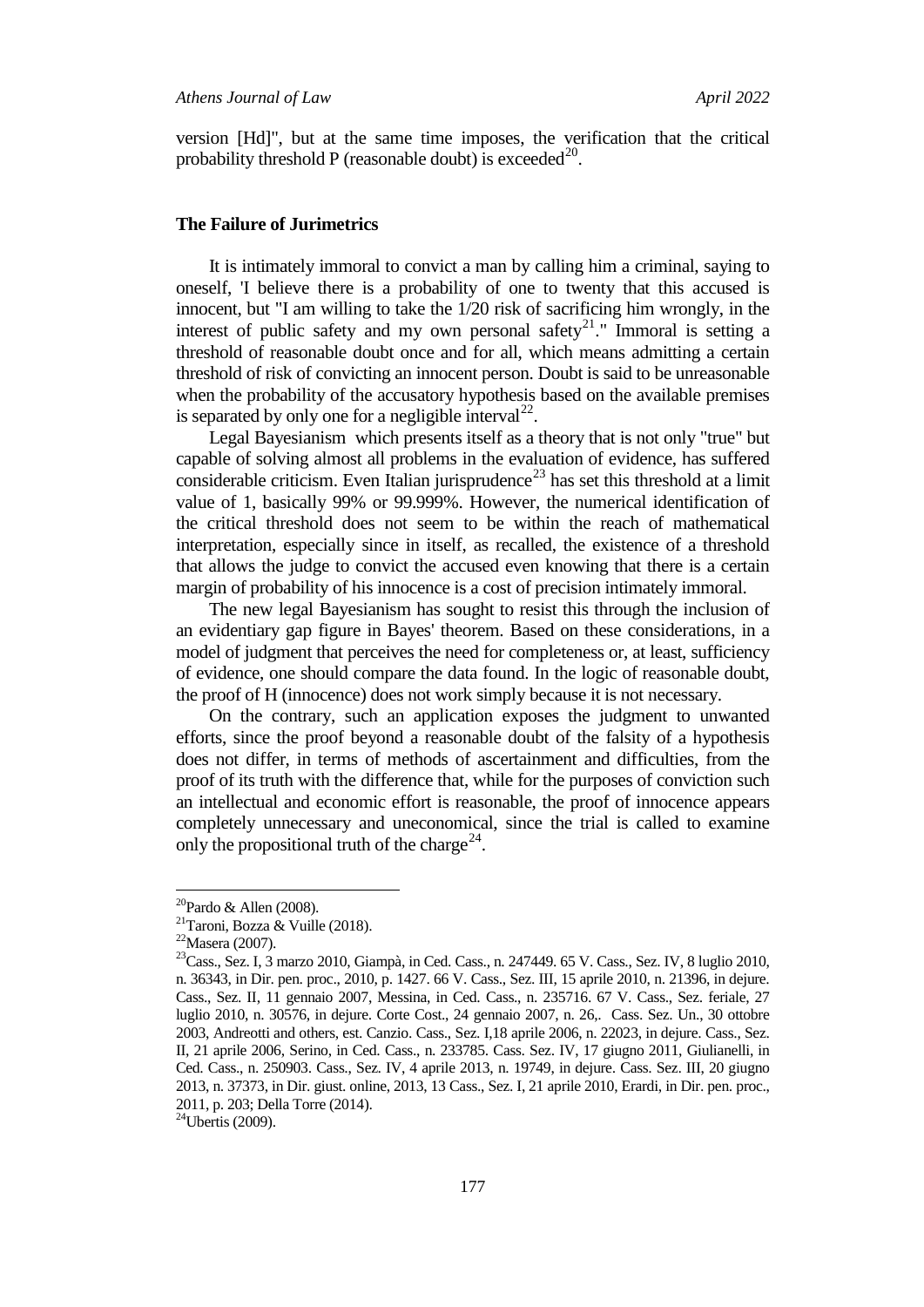version [Hd]", but at the same time imposes, the verification that the critical probability threshold P (reasonable doubt) is exceeded[20].

## The Failure of Jurimetrics

It is intimately immoral to convict a man by calling him a criminal, saying to oneself, 'I believe there is a probability of one to twenty that this accused is innocent, but "I am willing to take the 1/20 risk of sacrificing him wrongly, in the interest of public safety and my own personal safety[21]." Immoral is setting a threshold of reasonable doubt once and for all, which means admitting a certain threshold of risk of convicting an innocent person. Doubt is said to be unreasonable when the probability of the accusatory hypothesis based on the available premises is separated by only one for a negligible interval[22].

Legal Bayesianism which presents itself as a theory that is not only "true" but capable of solving almost all problems in the evaluation of evidence, has suffered considerable criticism. Even Italian jurisprudence[23] has set this threshold at a limit value of 1, basically 99% or 99.999%. However, the numerical identification of the critical threshold does not seem to be within the reach of mathematical interpretation, especially since in itself, as recalled, the existence of a threshold that allows the judge to convict the accused even knowing that there is a certain margin of probability of his innocence is a cost of precision intimately immoral.

The new legal Bayesianism has sought to resist this through the inclusion of an evidentiary gap figure in Bayes' theorem. Based on these considerations, in a model of judgment that perceives the need for completeness or, at least, sufficiency of evidence, one should compare the data found. In the logic of reasonable doubt, the proof of H (innocence) does not work simply because it is not necessary.

On the contrary, such an application exposes the judgment to unwanted efforts, since the proof beyond a reasonable doubt of the falsity of a hypothesis does not differ, in terms of methods of ascertainment and difficulties, from the proof of its truth with the difference that, while for the purposes of conviction such an intellectual and economic effort is reasonable, the proof of innocence appears completely unnecessary and uneconomical, since the trial is called to examine only the propositional truth of the charge[24].

---

[20]Pardo & Allen (2008).

[21]Taroni, Bozza & Vuille (2018).

[22]Masera (2007).

[23]Cass., Sez. I, 3 marzo 2010, Giampà, in Ced. Cass., n. 247449. 65 V. Cass., Sez. IV, 8 luglio 2010, n. 36343, in Dir. pen. proc., 2010, p. 1427. 66 V. Cass., Sez. III, 15 aprile 2010, n. 21396, in dejure. Cass., Sez. II, 11 gennaio 2007, Messina, in Ced. Cass., n. 235716. 67 V. Cass., Sez. feriale, 27 luglio 2010, n. 30576, in dejure. Corte Cost., 24 gennaio 2007, n. 26,. Cass. Sez. Un., 30 ottobre 2003, Andreotti and others, est. Canzio. Cass., Sez. I,18 aprile 2006, n. 22023, in dejure. Cass., Sez. II, 21 aprile 2006, Serino, in Ced. Cass., n. 233785. Cass. Sez. IV, 17 giugno 2011, Giulianelli, in Ced. Cass., n. 250903. Cass., Sez. IV, 4 aprile 2013, n. 19749, in dejure. Cass. Sez. III, 20 giugno 2013, n. 37373, in Dir. giust. online, 2013, 13 Cass., Sez. I, 21 aprile 2010, Erardi, in Dir. pen. proc., 2011, p. 203; Della Torre (2014).

[24]Ubertis (2009).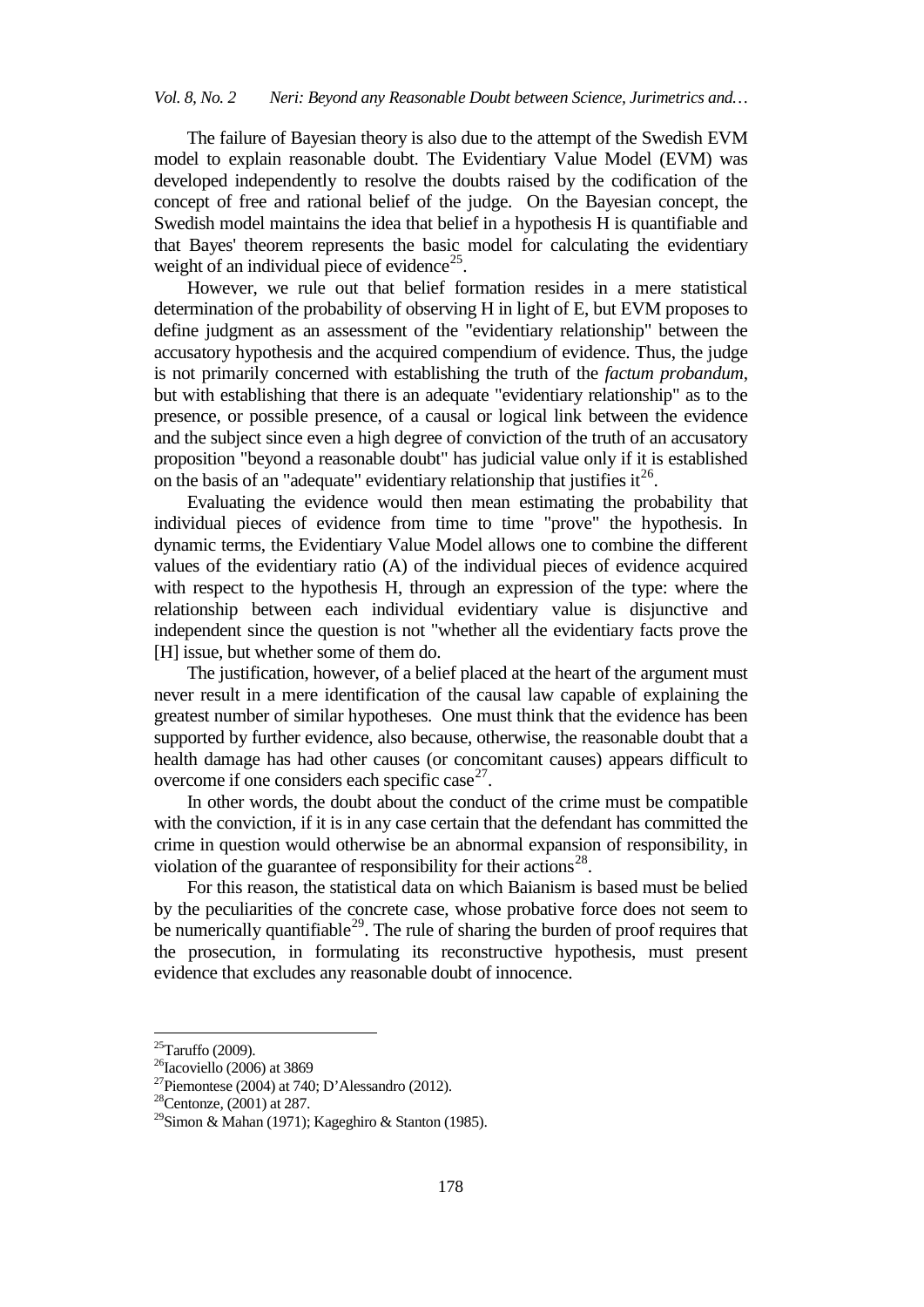The failure of Bayesian theory is also due to the attempt of the Swedish EVM model to explain reasonable doubt. The Evidentiary Value Model (EVM) was developed independently to resolve the doubts raised by the codification of the concept of free and rational belief of the judge. On the Bayesian concept, the Swedish model maintains the idea that belief in a hypothesis H is quantifiable and that Bayes' theorem represents the basic model for calculating the evidentiary weight of an individual piece of evidence[25].

However, we rule out that belief formation resides in a mere statistical determination of the probability of observing H in light of E, but EVM proposes to define judgment as an assessment of the "evidentiary relationship" between the accusatory hypothesis and the acquired compendium of evidence. Thus, the judge is not primarily concerned with establishing the truth of the *factum probandum*, but with establishing that there is an adequate "evidentiary relationship" as to the presence, or possible presence, of a causal or logical link between the evidence and the subject since even a high degree of conviction of the truth of an accusatory proposition "beyond a reasonable doubt" has judicial value only if it is established on the basis of an "adequate" evidentiary relationship that justifies it[26].

Evaluating the evidence would then mean estimating the probability that individual pieces of evidence from time to time "prove" the hypothesis. In dynamic terms, the Evidentiary Value Model allows one to combine the different values of the evidentiary ratio (A) of the individual pieces of evidence acquired with respect to the hypothesis H, through an expression of the type: where the relationship between each individual evidentiary value is disjunctive and independent since the question is not "whether all the evidentiary facts prove the [H] issue, but whether some of them do.

The justification, however, of a belief placed at the heart of the argument must never result in a mere identification of the causal law capable of explaining the greatest number of similar hypotheses. One must think that the evidence has been supported by further evidence, also because, otherwise, the reasonable doubt that a health damage has had other causes (or concomitant causes) appears difficult to overcome if one considers each specific case[27].

In other words, the doubt about the conduct of the crime must be compatible with the conviction, if it is in any case certain that the defendant has committed the crime in question would otherwise be an abnormal expansion of responsibility, in violation of the guarantee of responsibility for their actions[28].

For this reason, the statistical data on which Baianism is based must be belied by the peculiarities of the concrete case, whose probative force does not seem to be numerically quantifiable[29]. The rule of sharing the burden of proof requires that the prosecution, in formulating its reconstructive hypothesis, must present evidence that excludes any reasonable doubt of innocence.

---

[25] Taruffo (2009).

[26] Iacoviello (2006) at 3869

[27] Piemontese (2004) at 740; D'Alessandro (2012).

[28] Centonze, (2001) at 287.

[29] Simon & Mahan (1971); Kageghiro & Stanton (1985).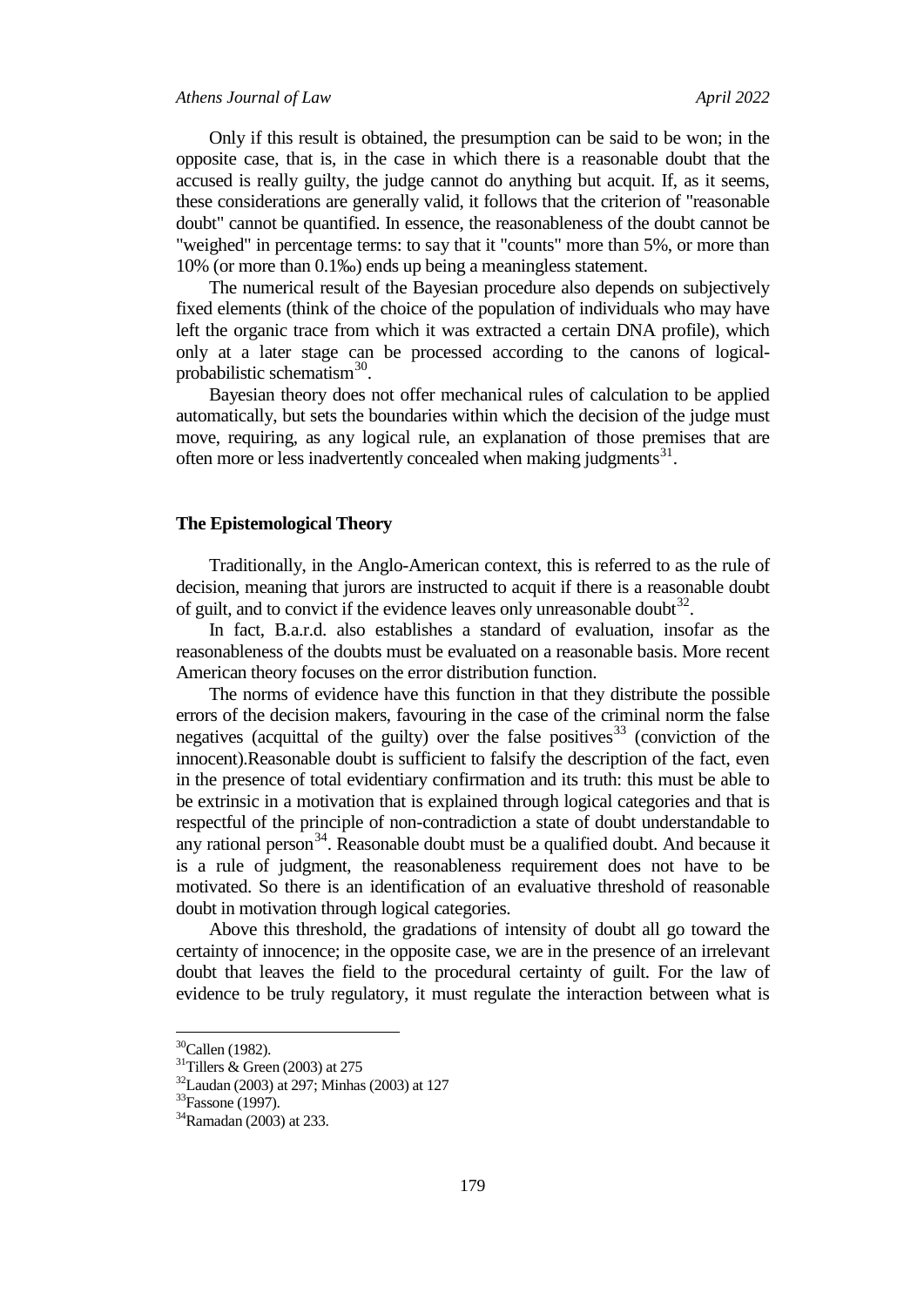Only if this result is obtained, the presumption can be said to be won; in the opposite case, that is, in the case in which there is a reasonable doubt that the accused is really guilty, the judge cannot do anything but acquit. If, as it seems, these considerations are generally valid, it follows that the criterion of "reasonable doubt" cannot be quantified. In essence, the reasonableness of the doubt cannot be "weighed" in percentage terms: to say that it "counts" more than 5%, or more than 10% (or more than 0.1‰) ends up being a meaningless statement.

The numerical result of the Bayesian procedure also depends on subjectively fixed elements (think of the choice of the population of individuals who may have left the organic trace from which it was extracted a certain DNA profile), which only at a later stage can be processed according to the canons of logical-probabilistic schematism[30].

Bayesian theory does not offer mechanical rules of calculation to be applied automatically, but sets the boundaries within which the decision of the judge must move, requiring, as any logical rule, an explanation of those premises that are often more or less inadvertently concealed when making judgments[31].

## The Epistemological Theory

Traditionally, in the Anglo-American context, this is referred to as the rule of decision, meaning that jurors are instructed to acquit if there is a reasonable doubt of guilt, and to convict if the evidence leaves only unreasonable doubt[32].

In fact, B.a.r.d. also establishes a standard of evaluation, insofar as the reasonableness of the doubts must be evaluated on a reasonable basis. More recent American theory focuses on the error distribution function.

The norms of evidence have this function in that they distribute the possible errors of the decision makers, favouring in the case of the criminal norm the false negatives (acquittal of the guilty) over the false positives[33] (conviction of the innocent).Reasonable doubt is sufficient to falsify the description of the fact, even in the presence of total evidentiary confirmation and its truth: this must be able to be extrinsic in a motivation that is explained through logical categories and that is respectful of the principle of non-contradiction a state of doubt understandable to any rational person[34]. Reasonable doubt must be a qualified doubt. And because it is a rule of judgment, the reasonableness requirement does not have to be motivated. So there is an identification of an evaluative threshold of reasonable doubt in motivation through logical categories.

Above this threshold, the gradations of intensity of doubt all go toward the certainty of innocence; in the opposite case, we are in the presence of an irrelevant doubt that leaves the field to the procedural certainty of guilt. For the law of evidence to be truly regulatory, it must regulate the interaction between what is

---

[30] Callen (1982).

[31] Tillers & Green (2003) at 275

[32] Laudan (2003) at 297; Minhas (2003) at 127

[33] Fassone (1997).

[34] Ramadan (2003) at 233.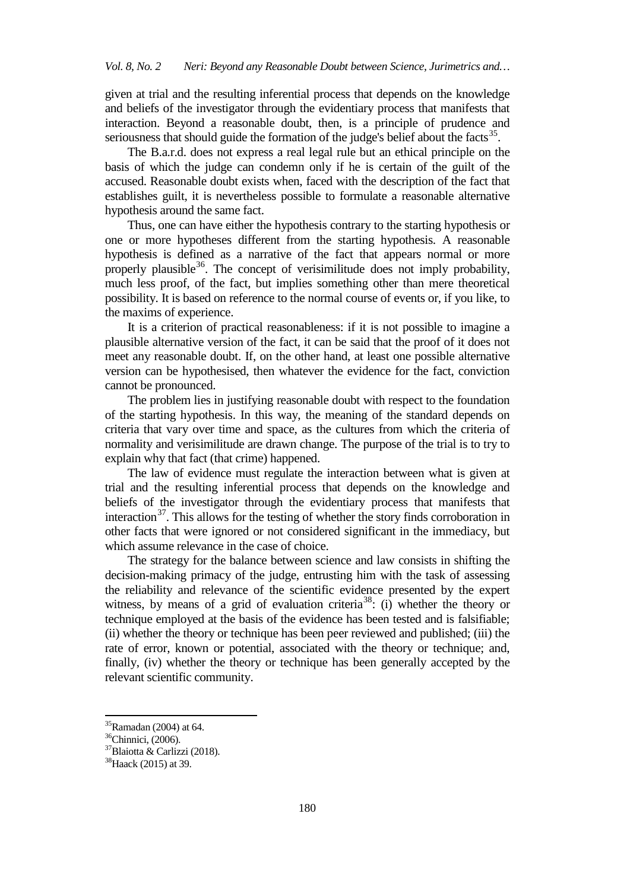given at trial and the resulting inferential process that depends on the knowledge and beliefs of the investigator through the evidentiary process that manifests that interaction. Beyond a reasonable doubt, then, is a principle of prudence and seriousness that should guide the formation of the judge's belief about the facts[35].

The B.a.r.d. does not express a real legal rule but an ethical principle on the basis of which the judge can condemn only if he is certain of the guilt of the accused. Reasonable doubt exists when, faced with the description of the fact that establishes guilt, it is nevertheless possible to formulate a reasonable alternative hypothesis around the same fact.

Thus, one can have either the hypothesis contrary to the starting hypothesis or one or more hypotheses different from the starting hypothesis. A reasonable hypothesis is defined as a narrative of the fact that appears normal or more properly plausible[36]. The concept of verisimilitude does not imply probability, much less proof, of the fact, but implies something other than mere theoretical possibility. It is based on reference to the normal course of events or, if you like, to the maxims of experience.

It is a criterion of practical reasonableness: if it is not possible to imagine a plausible alternative version of the fact, it can be said that the proof of it does not meet any reasonable doubt. If, on the other hand, at least one possible alternative version can be hypothesised, then whatever the evidence for the fact, conviction cannot be pronounced.

The problem lies in justifying reasonable doubt with respect to the foundation of the starting hypothesis. In this way, the meaning of the standard depends on criteria that vary over time and space, as the cultures from which the criteria of normality and verisimilitude are drawn change. The purpose of the trial is to try to explain why that fact (that crime) happened.

The law of evidence must regulate the interaction between what is given at trial and the resulting inferential process that depends on the knowledge and beliefs of the investigator through the evidentiary process that manifests that interaction[37]. This allows for the testing of whether the story finds corroboration in other facts that were ignored or not considered significant in the immediacy, but which assume relevance in the case of choice.

The strategy for the balance between science and law consists in shifting the decision-making primacy of the judge, entrusting him with the task of assessing the reliability and relevance of the scientific evidence presented by the expert witness, by means of a grid of evaluation criteria[38]: (i) whether the theory or technique employed at the basis of the evidence has been tested and is falsifiable; (ii) whether the theory or technique has been peer reviewed and published; (iii) the rate of error, known or potential, associated with the theory or technique; and, finally, (iv) whether the theory or technique has been generally accepted by the relevant scientific community.

---

[35] Ramadan (2004) at 64.
[36] Chinnici, (2006).
[37] Blaiotta & Carlizzi (2018).
[38] Haack (2015) at 39.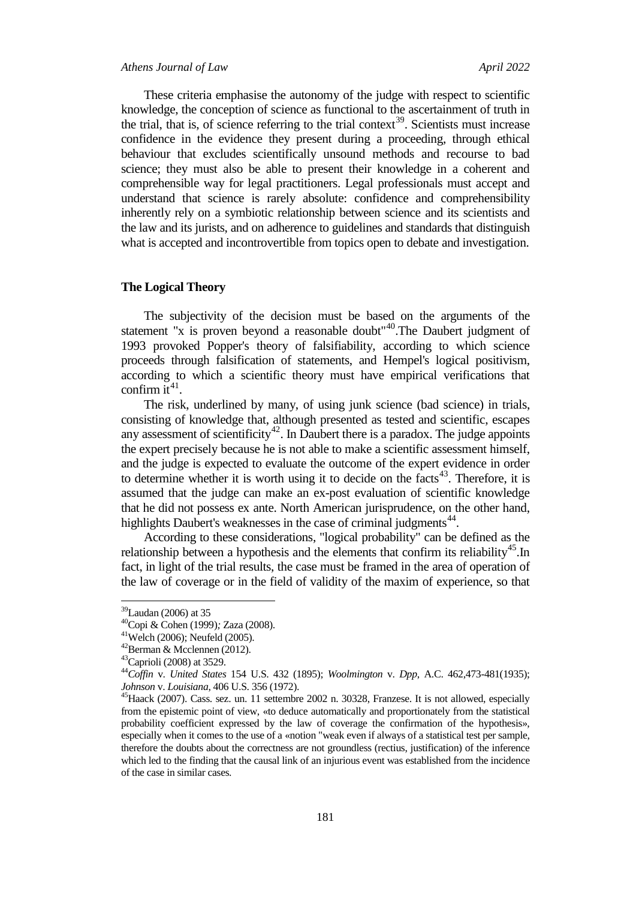These criteria emphasise the autonomy of the judge with respect to scientific knowledge, the conception of science as functional to the ascertainment of truth in the trial, that is, of science referring to the trial context[39]. Scientists must increase confidence in the evidence they present during a proceeding, through ethical behaviour that excludes scientifically unsound methods and recourse to bad science; they must also be able to present their knowledge in a coherent and comprehensible way for legal practitioners. Legal professionals must accept and understand that science is rarely absolute: confidence and comprehensibility inherently rely on a symbiotic relationship between science and its scientists and the law and its jurists, and on adherence to guidelines and standards that distinguish what is accepted and incontrovertible from topics open to debate and investigation.

## The Logical Theory

The subjectivity of the decision must be based on the arguments of the statement "x is proven beyond a reasonable doubt"[40].The Daubert judgment of 1993 provoked Popper's theory of falsifiability, according to which science proceeds through falsification of statements, and Hempel's logical positivism, according to which a scientific theory must have empirical verifications that confirm it[41].

The risk, underlined by many, of using junk science (bad science) in trials, consisting of knowledge that, although presented as tested and scientific, escapes any assessment of scientificity[42]. In Daubert there is a paradox. The judge appoints the expert precisely because he is not able to make a scientific assessment himself, and the judge is expected to evaluate the outcome of the expert evidence in order to determine whether it is worth using it to decide on the facts[43]. Therefore, it is assumed that the judge can make an ex-post evaluation of scientific knowledge that he did not possess ex ante. North American jurisprudence, on the other hand, highlights Daubert's weaknesses in the case of criminal judgments[44].

According to these considerations, "logical probability" can be defined as the relationship between a hypothesis and the elements that confirm its reliability[45].In fact, in light of the trial results, the case must be framed in the area of operation of the law of coverage or in the field of validity of the maxim of experience, so that

---

[39]Laudan (2006) at 35

[40]Copi & Cohen (1999)*;* Zaza (2008).

[41]Welch (2006); Neufeld (2005).

[42]Berman & Mcclennen (2012).

[43]Caprioli (2008) at 3529.

[44]*Coffin* v. *United States* 154 U.S. 432 (1895); *Woolmington* v. *Dpp*, A.C. 462,473-481(1935); *Johnson* v. *Louisiana*, 406 U.S. 356 (1972).

[45]Haack (2007). Cass. sez. un. 11 settembre 2002 n. 30328, Franzese. It is not allowed, especially from the epistemic point of view, «to deduce automatically and proportionately from the statistical probability coefficient expressed by the law of coverage the confirmation of the hypothesis», especially when it comes to the use of a «notion "weak even if always of a statistical test per sample, therefore the doubts about the correctness are not groundless (rectius, justification) of the inference which led to the finding that the causal link of an injurious event was established from the incidence of the case in similar cases.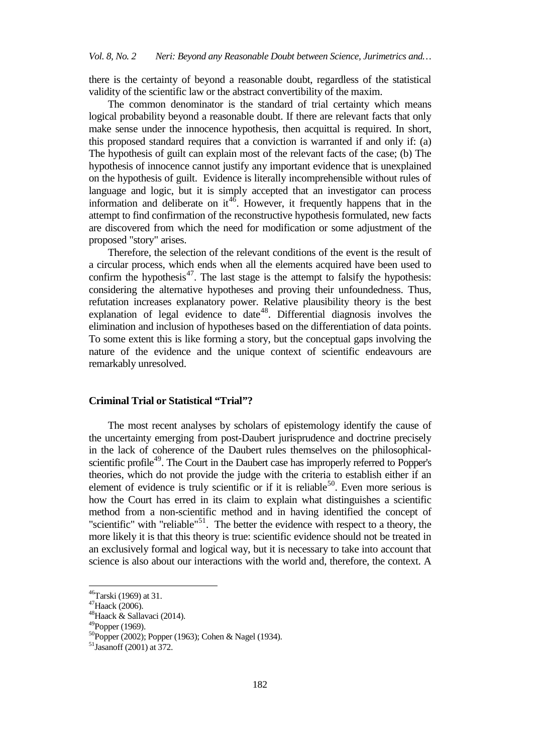there is the certainty of beyond a reasonable doubt, regardless of the statistical validity of the scientific law or the abstract convertibility of the maxim.

The common denominator is the standard of trial certainty which means logical probability beyond a reasonable doubt. If there are relevant facts that only make sense under the innocence hypothesis, then acquittal is required. In short, this proposed standard requires that a conviction is warranted if and only if: (a) The hypothesis of guilt can explain most of the relevant facts of the case; (b) The hypothesis of innocence cannot justify any important evidence that is unexplained on the hypothesis of guilt. Evidence is literally incomprehensible without rules of language and logic, but it is simply accepted that an investigator can process information and deliberate on it[46]. However, it frequently happens that in the attempt to find confirmation of the reconstructive hypothesis formulated, new facts are discovered from which the need for modification or some adjustment of the proposed "story" arises.

Therefore, the selection of the relevant conditions of the event is the result of a circular process, which ends when all the elements acquired have been used to confirm the hypothesis[47]. The last stage is the attempt to falsify the hypothesis: considering the alternative hypotheses and proving their unfoundedness. Thus, refutation increases explanatory power. Relative plausibility theory is the best explanation of legal evidence to date[48]. Differential diagnosis involves the elimination and inclusion of hypotheses based on the differentiation of data points. To some extent this is like forming a story, but the conceptual gaps involving the nature of the evidence and the unique context of scientific endeavours are remarkably unresolved.

## Criminal Trial or Statistical "Trial"?

The most recent analyses by scholars of epistemology identify the cause of the uncertainty emerging from post-Daubert jurisprudence and doctrine precisely in the lack of coherence of the Daubert rules themselves on the philosophical-scientific profile[49]. The Court in the Daubert case has improperly referred to Popper's theories, which do not provide the judge with the criteria to establish either if an element of evidence is truly scientific or if it is reliable[50]. Even more serious is how the Court has erred in its claim to explain what distinguishes a scientific method from a non-scientific method and in having identified the concept of "scientific" with "reliable"[51]. The better the evidence with respect to a theory, the more likely it is that this theory is true: scientific evidence should not be treated in an exclusively formal and logical way, but it is necessary to take into account that science is also about our interactions with the world and, therefore, the context. A

---

[46] Tarski (1969) at 31.

[47] Haack (2006).

[48] Haack & Sallavaci (2014).

[49] Popper (1969).

[50] Popper (2002); Popper (1963); Cohen & Nagel (1934).

[51] Jasanoff (2001) at 372.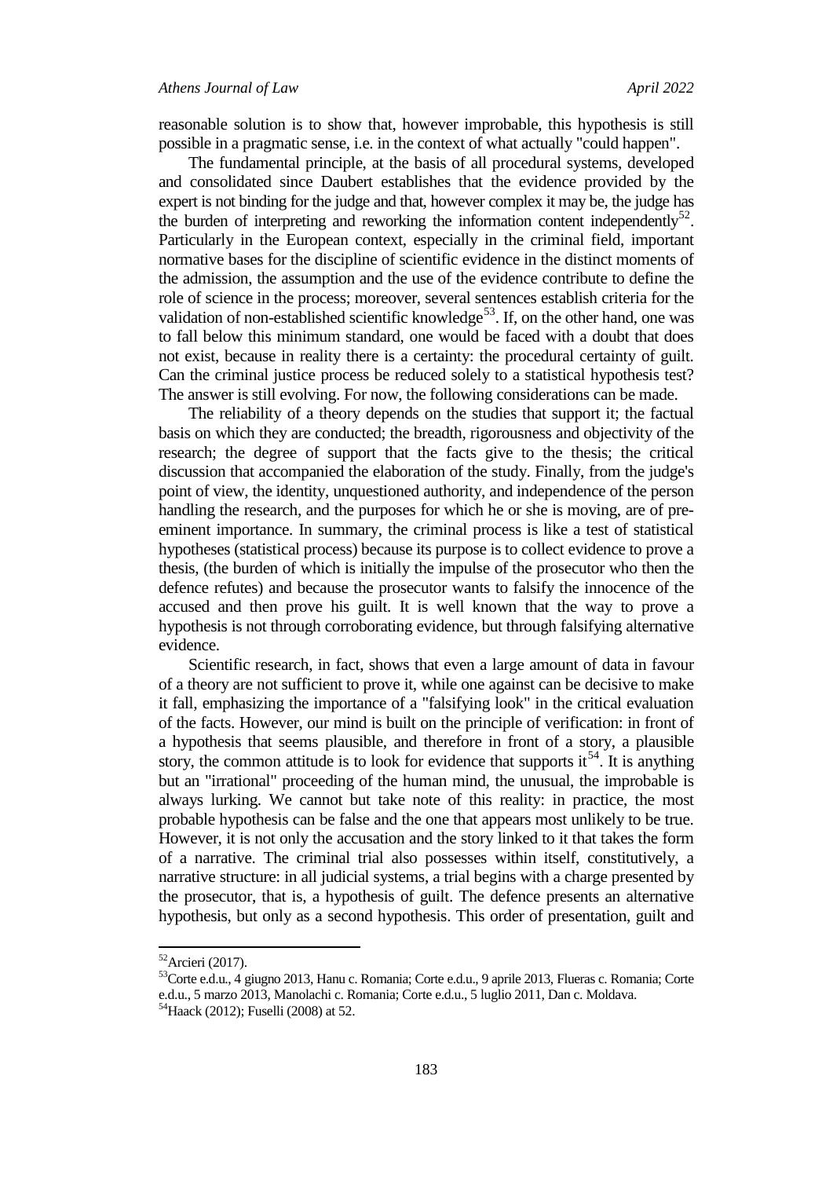reasonable solution is to show that, however improbable, this hypothesis is still possible in a pragmatic sense, i.e. in the context of what actually "could happen".

The fundamental principle, at the basis of all procedural systems, developed and consolidated since Daubert establishes that the evidence provided by the expert is not binding for the judge and that, however complex it may be, the judge has the burden of interpreting and reworking the information content independently[52]. Particularly in the European context, especially in the criminal field, important normative bases for the discipline of scientific evidence in the distinct moments of the admission, the assumption and the use of the evidence contribute to define the role of science in the process; moreover, several sentences establish criteria for the validation of non-established scientific knowledge[53]. If, on the other hand, one was to fall below this minimum standard, one would be faced with a doubt that does not exist, because in reality there is a certainty: the procedural certainty of guilt. Can the criminal justice process be reduced solely to a statistical hypothesis test? The answer is still evolving. For now, the following considerations can be made.

The reliability of a theory depends on the studies that support it; the factual basis on which they are conducted; the breadth, rigorousness and objectivity of the research; the degree of support that the facts give to the thesis; the critical discussion that accompanied the elaboration of the study. Finally, from the judge's point of view, the identity, unquestioned authority, and independence of the person handling the research, and the purposes for which he or she is moving, are of pre-eminent importance. In summary, the criminal process is like a test of statistical hypotheses (statistical process) because its purpose is to collect evidence to prove a thesis, (the burden of which is initially the impulse of the prosecutor who then the defence refutes) and because the prosecutor wants to falsify the innocence of the accused and then prove his guilt. It is well known that the way to prove a hypothesis is not through corroborating evidence, but through falsifying alternative evidence.

Scientific research, in fact, shows that even a large amount of data in favour of a theory are not sufficient to prove it, while one against can be decisive to make it fall, emphasizing the importance of a "falsifying look" in the critical evaluation of the facts. However, our mind is built on the principle of verification: in front of a hypothesis that seems plausible, and therefore in front of a story, a plausible story, the common attitude is to look for evidence that supports it[54]. It is anything but an "irrational" proceeding of the human mind, the unusual, the improbable is always lurking. We cannot but take note of this reality: in practice, the most probable hypothesis can be false and the one that appears most unlikely to be true. However, it is not only the accusation and the story linked to it that takes the form of a narrative. The criminal trial also possesses within itself, constitutively, a narrative structure: in all judicial systems, a trial begins with a charge presented by the prosecutor, that is, a hypothesis of guilt. The defence presents an alternative hypothesis, but only as a second hypothesis. This order of presentation, guilt and

---

[52] Arcieri (2017).

[53] Corte e.d.u., 4 giugno 2013, Hanu c. Romania; Corte e.d.u., 9 aprile 2013, Flueras c. Romania; Corte e.d.u., 5 marzo 2013, Manolachi c. Romania; Corte e.d.u., 5 luglio 2011, Dan c. Moldava.

[54] Haack (2012); Fuselli (2008) at 52.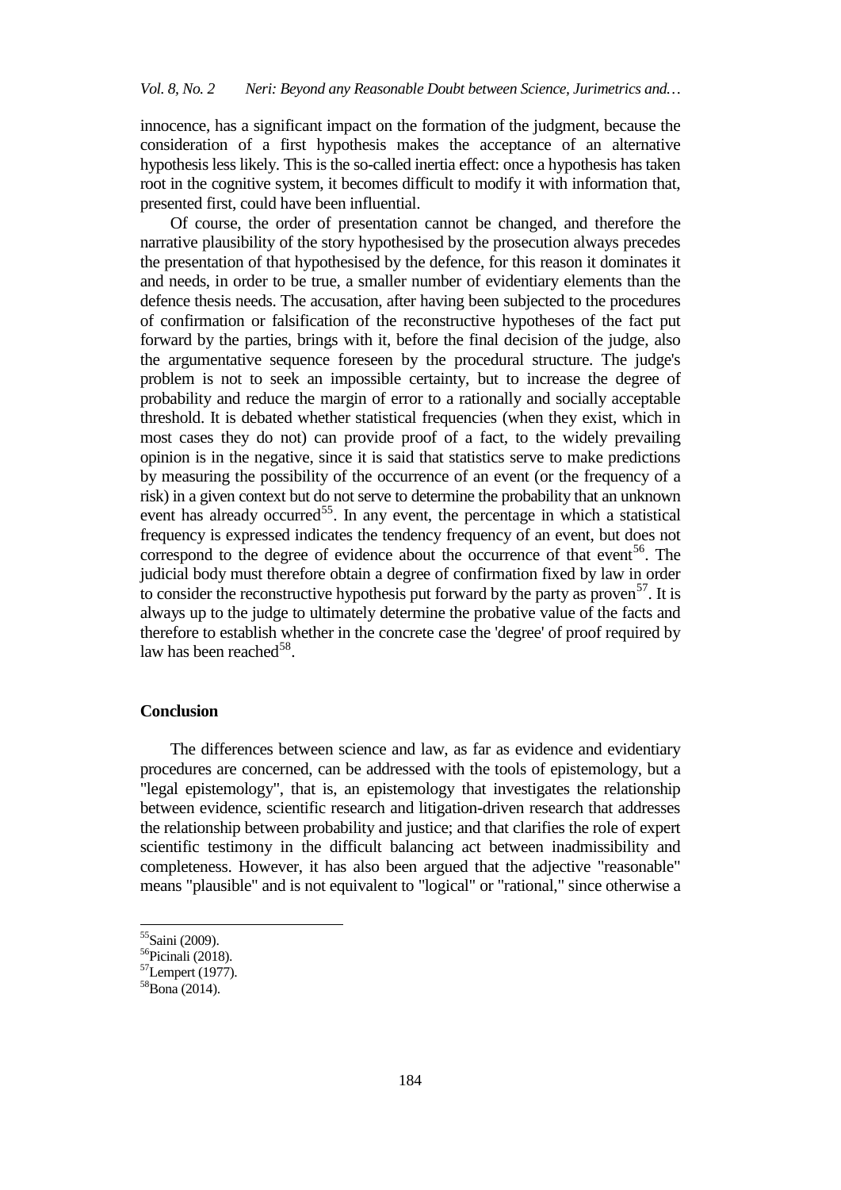innocence, has a significant impact on the formation of the judgment, because the consideration of a first hypothesis makes the acceptance of an alternative hypothesis less likely. This is the so-called inertia effect: once a hypothesis has taken root in the cognitive system, it becomes difficult to modify it with information that, presented first, could have been influential.

Of course, the order of presentation cannot be changed, and therefore the narrative plausibility of the story hypothesised by the prosecution always precedes the presentation of that hypothesised by the defence, for this reason it dominates it and needs, in order to be true, a smaller number of evidentiary elements than the defence thesis needs. The accusation, after having been subjected to the procedures of confirmation or falsification of the reconstructive hypotheses of the fact put forward by the parties, brings with it, before the final decision of the judge, also the argumentative sequence foreseen by the procedural structure. The judge's problem is not to seek an impossible certainty, but to increase the degree of probability and reduce the margin of error to a rationally and socially acceptable threshold. It is debated whether statistical frequencies (when they exist, which in most cases they do not) can provide proof of a fact, to the widely prevailing opinion is in the negative, since it is said that statistics serve to make predictions by measuring the possibility of the occurrence of an event (or the frequency of a risk) in a given context but do not serve to determine the probability that an unknown event has already occurred[55]. In any event, the percentage in which a statistical frequency is expressed indicates the tendency frequency of an event, but does not correspond to the degree of evidence about the occurrence of that event[56]. The judicial body must therefore obtain a degree of confirmation fixed by law in order to consider the reconstructive hypothesis put forward by the party as proven[57]. It is always up to the judge to ultimately determine the probative value of the facts and therefore to establish whether in the concrete case the 'degree' of proof required by law has been reached[58].

## Conclusion

The differences between science and law, as far as evidence and evidentiary procedures are concerned, can be addressed with the tools of epistemology, but a "legal epistemology", that is, an epistemology that investigates the relationship between evidence, scientific research and litigation-driven research that addresses the relationship between probability and justice; and that clarifies the role of expert scientific testimony in the difficult balancing act between inadmissibility and completeness. However, it has also been argued that the adjective "reasonable" means "plausible" and is not equivalent to "logical" or "rational," since otherwise a

[55]Saini (2009).
[56]Picinali (2018).
[57]Lempert (1977).
[58]Bona (2014).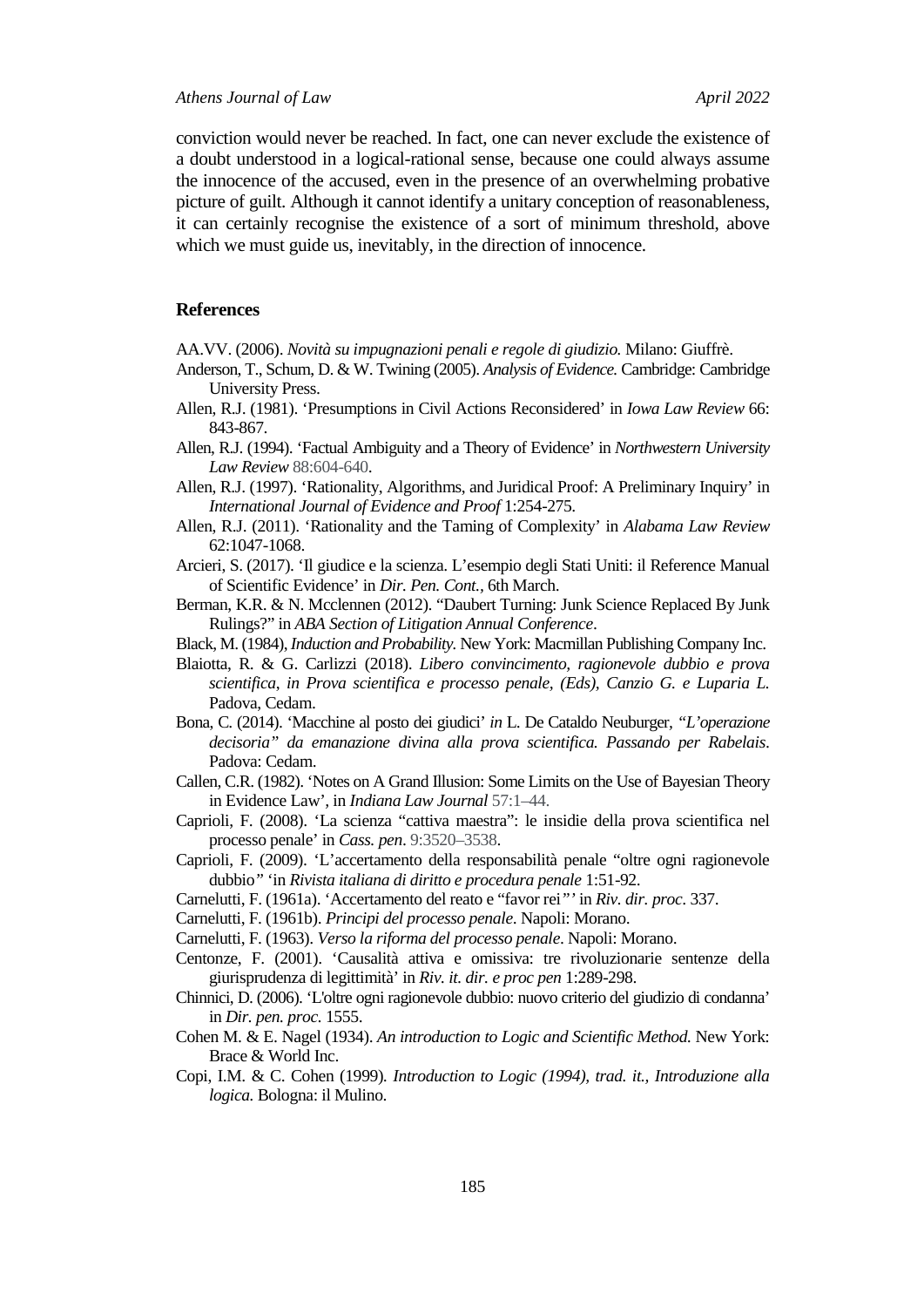conviction would never be reached. In fact, one can never exclude the existence of a doubt understood in a logical-rational sense, because one could always assume the innocence of the accused, even in the presence of an overwhelming probative picture of guilt. Although it cannot identify a unitary conception of reasonableness, it can certainly recognise the existence of a sort of minimum threshold, above which we must guide us, inevitably, in the direction of innocence.

## References

AA.VV. (2006). *Novità su impugnazioni penali e regole di giudizio.* Milano: Giuffrè.

Anderson, T., Schum, D. & W. Twining (2005). *Analysis of Evidence.* Cambridge: Cambridge University Press.

Allen, R.J. (1981). 'Presumptions in Civil Actions Reconsidered' in *Iowa Law Review* 66: 843-867.

Allen, R.J. (1994). 'Factual Ambiguity and a Theory of Evidence' in *Northwestern University Law Review* 88:604-640.

Allen, R.J. (1997). 'Rationality, Algorithms, and Juridical Proof: A Preliminary Inquiry' in *International Journal of Evidence and Proof* 1:254-275.

Allen, R.J. (2011). 'Rationality and the Taming of Complexity' in *Alabama Law Review* 62:1047-1068.

Arcieri, S. (2017). 'Il giudice e la scienza. L'esempio degli Stati Uniti: il Reference Manual of Scientific Evidence' in *Dir. Pen. Cont.,* 6th March.

Berman, K.R. & N. Mcclennen (2012). "Daubert Turning: Junk Science Replaced By Junk Rulings?" in *ABA Section of Litigation Annual Conference*.

Black, M. (1984), *Induction and Probability.* New York: Macmillan Publishing Company Inc.

Blaiotta, R. & G. Carlizzi (2018). *Libero convincimento, ragionevole dubbio e prova scientifica*, *in Prova scientifica e processo penale, (Eds), Canzio G. e Luparia L.* Padova, Cedam.

Bona, C. (2014). 'Macchine al posto dei giudici' *in* L. De Cataldo Neuburger, *"L'operazione decisoria" da emanazione divina alla prova scientifica. Passando per Rabelais*. Padova: Cedam.

Callen, C.R. (1982). 'Notes on A Grand Illusion: Some Limits on the Use of Bayesian Theory in Evidence Law', in *Indiana Law Journal* 57:1–44.

Caprioli, F. (2008). 'La scienza "cattiva maestra": le insidie della prova scientifica nel processo penale' in *Cass. pen*. 9:3520–3538.

Caprioli, F. (2009). 'L'accertamento della responsabilità penale "oltre ogni ragionevole dubbio*"* 'in *Rivista italiana di diritto e procedura penale* 1:51-92.

Carnelutti, F. (1961a). 'Accertamento del reato e "favor rei*"'* in *Riv. dir. proc*. 337.

Carnelutti, F. (1961b). *Principi del processo penale*. Napoli: Morano.

Carnelutti, F. (1963). *Verso la riforma del processo penale*. Napoli: Morano.

Centonze, F. (2001). 'Causalità attiva e omissiva: tre rivoluzionarie sentenze della giurisprudenza di legittimità' in *Riv. it. dir. e proc pen* 1:289-298.

Chinnici, D. (2006). 'L'oltre ogni ragionevole dubbio: nuovo criterio del giudizio di condanna' in *Dir. pen. proc.* 1555.

Cohen M. & E. Nagel (1934). *An introduction to Logic and Scientific Method.* New York: Brace & World Inc.

Copi, I.M. & C. Cohen (1999)*. Introduction to Logic (1994), trad. it., Introduzione alla logica.* Bologna: il Mulino.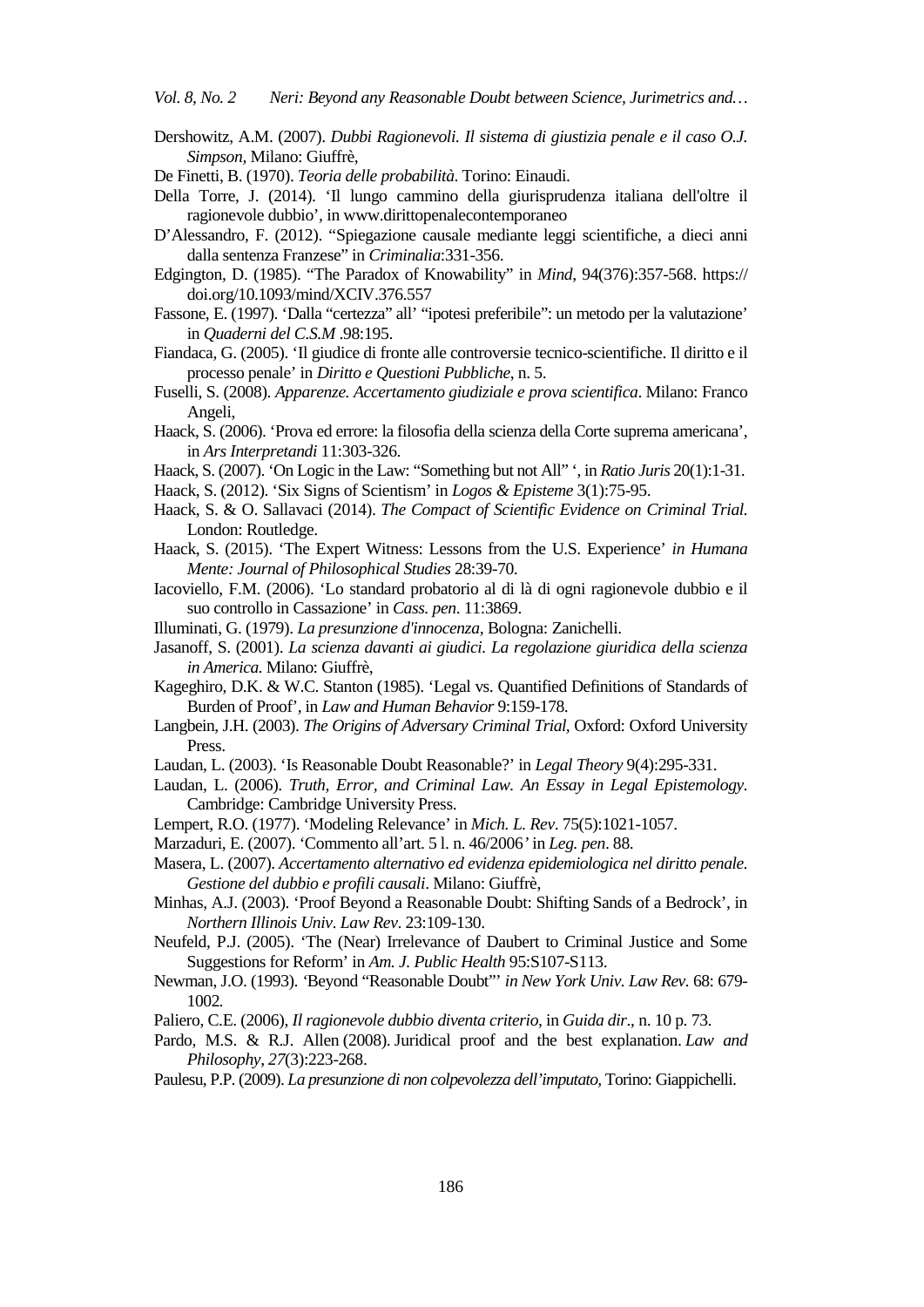Dershowitz, A.M. (2007). *Dubbi Ragionevoli. Il sistema di giustizia penale e il caso O.J. Simpson*, Milano: Giuffrè,

De Finetti, B. (1970). *Teoria delle probabilità*. Torino: Einaudi.

Della Torre, J. (2014). 'Il lungo cammino della giurisprudenza italiana dell'oltre il ragionevole dubbio', in www.dirittopenalecontemporaneo

D'Alessandro, F. (2012). "Spiegazione causale mediante leggi scientifiche, a dieci anni dalla sentenza Franzese" in *Criminalia*:331-356.

Edgington, D. (1985). "The Paradox of Knowability" in *Mind*, 94(376):357-568. https://doi.org/10.1093/mind/XCIV.376.557

Fassone, E. (1997). 'Dalla "certezza" all' "ipotesi preferibile": un metodo per la valutazione' in *Quaderni del C.S.M* .98:195.

Fiandaca, G. (2005). 'Il giudice di fronte alle controversie tecnico-scientifiche. Il diritto e il processo penale' in *Diritto e Questioni Pubbliche*, n. 5.

Fuselli, S. (2008). *Apparenze. Accertamento giudiziale e prova scientifica*. Milano: Franco Angeli,

Haack, S. (2006). 'Prova ed errore: la filosofia della scienza della Corte suprema americana', in *Ars Interpretandi* 11:303-326.

Haack, S. (2007). 'On Logic in the Law: "Something but not All" ', in *Ratio Juris* 20(1):1-31.

Haack, S. (2012). 'Six Signs of Scientism' in *Logos & Episteme* 3(1):75-95.

Haack, S. & O. Sallavaci (2014). *The Compact of Scientific Evidence on Criminal Trial*. London: Routledge.

Haack, S. (2015). 'The Expert Witness: Lessons from the U.S. Experience' *in Humana Mente: Journal of Philosophical Studies* 28:39-70.

Iacoviello, F.M. (2006). 'Lo standard probatorio al di là di ogni ragionevole dubbio e il suo controllo in Cassazione' in *Cass. pen*. 11:3869.

Illuminati, G. (1979). *La presunzione d'innocenza*, Bologna: Zanichelli.

Jasanoff, S. (2001). *La scienza davanti ai giudici. La regolazione giuridica della scienza in America*. Milano: Giuffrè,

Kageghiro, D.K. & W.C. Stanton (1985). 'Legal vs. Quantified Definitions of Standards of Burden of Proof', in *Law and Human Behavior* 9:159-178.

Langbein, J.H. (2003). *The Origins of Adversary Criminal Trial*, Oxford: Oxford University Press.

Laudan, L. (2003). 'Is Reasonable Doubt Reasonable?' in *Legal Theory* 9(4):295-331.

Laudan, L. (2006). *Truth, Error, and Criminal Law. An Essay in Legal Epistemology*. Cambridge: Cambridge University Press.

Lempert, R.O. (1977). 'Modeling Relevance' in *Mich. L. Rev*. 75(5):1021-1057.

Marzaduri, E. (2007). 'Commento all'art. 5 l. n. 46/2006*'* in *Leg. pen*. 88.

Masera, L. (2007). *Accertamento alternativo ed evidenza epidemiologica nel diritto penale. Gestione del dubbio e profili causali*. Milano: Giuffrè,

Minhas, A.J. (2003). 'Proof Beyond a Reasonable Doubt: Shifting Sands of a Bedrock', in *Northern Illinois Univ. Law Rev*. 23:109-130.

Neufeld, P.J. (2005). 'The (Near) Irrelevance of Daubert to Criminal Justice and Some Suggestions for Reform' in *Am. J. Public Health* 95:S107-S113.

Newman, J.O. (1993). 'Beyond "Reasonable Doubt"' *in New York Univ. Law Rev.* 68: 679-1002.

Paliero, C.E. (2006), *Il ragionevole dubbio diventa criterio*, in *Guida dir*., n. 10 p. 73.

Pardo, M.S. & R.J. Allen (2008). Juridical proof and the best explanation. *Law and Philosophy*, *27*(3):223-268.

Paulesu, P.P. (2009). *La presunzione di non colpevolezza dell'imputato*, Torino: Giappichelli.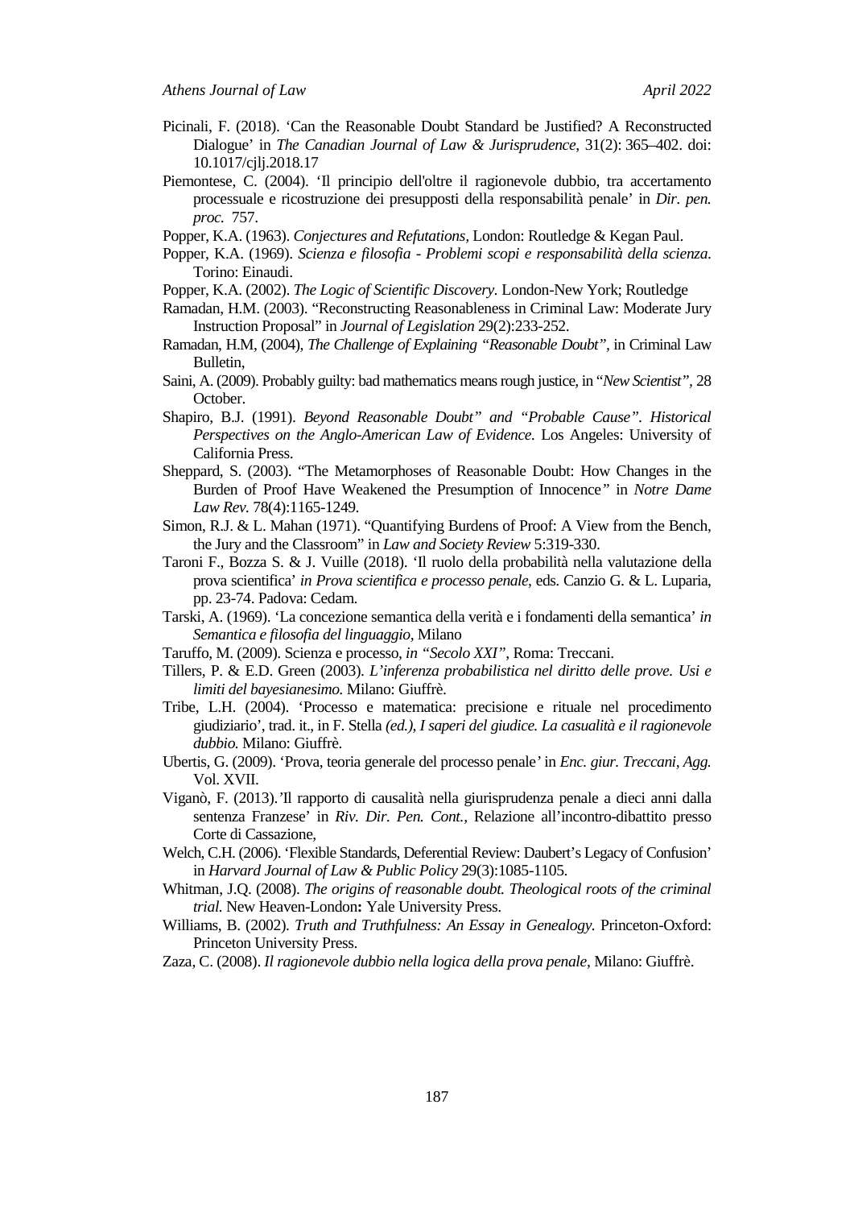Picinali, F. (2018). 'Can the Reasonable Doubt Standard be Justified? A Reconstructed Dialogue' in *The Canadian Journal of Law & Jurisprudence*, 31(2): 365–402. doi: 10.1017/cjlj.2018.17

Piemontese, C. (2004). 'Il principio dell'oltre il ragionevole dubbio, tra accertamento processuale e ricostruzione dei presupposti della responsabilità penale' in *Dir. pen. proc.* 757.

Popper, K.A. (1963). *Conjectures and Refutations*, London: Routledge & Kegan Paul.

Popper, K.A. (1969). *Scienza e filosofia - Problemi scopi e responsabilità della scienza*. Torino: Einaudi.

Popper, K.A. (2002). *The Logic of Scientific Discovery*. London-New York; Routledge

Ramadan, H.M. (2003). "Reconstructing Reasonableness in Criminal Law: Moderate Jury Instruction Proposal" in *Journal of Legislation* 29(2):233-252.

Ramadan, H.M, (2004), *The Challenge of Explaining "Reasonable Doubt"*, in Criminal Law Bulletin,

Saini, A. (2009). Probably guilty: bad mathematics means rough justice, in "*New Scientist"*, 28 October.

Shapiro, B.J. (1991). *Beyond Reasonable Doubt" and "Probable Cause". Historical Perspectives on the Anglo-American Law of Evidence.* Los Angeles: University of California Press.

Sheppard, S. (2003). "The Metamorphoses of Reasonable Doubt: How Changes in the Burden of Proof Have Weakened the Presumption of Innocence*"* in *Notre Dame Law Rev.* 78(4):1165-1249.

Simon, R.J. & L. Mahan (1971). "Quantifying Burdens of Proof: A View from the Bench, the Jury and the Classroom" in *Law and Society Review* 5:319-330.

Taroni F., Bozza S. & J. Vuille (2018). 'Il ruolo della probabilità nella valutazione della prova scientifica' *in Prova scientifica e processo penale*, eds. Canzio G. & L. Luparia, pp. 23-74. Padova: Cedam.

Tarski, A. (1969). 'La concezione semantica della verità e i fondamenti della semantica' *in Semantica e filosofia del linguaggio*, Milano

Taruffo, M. (2009). Scienza e processo, *in "Secolo XXI"*, Roma: Treccani.

Tillers, P. & E.D. Green (2003). *L'inferenza probabilistica nel diritto delle prove. Usi e limiti del bayesianesimo.* Milano: Giuffrè.

Tribe, L.H. (2004). 'Processo e matematica: precisione e rituale nel procedimento giudiziario', trad. it., in F. Stella *(ed.), I saperi del giudice. La casualità e il ragionevole dubbio.* Milano: Giuffrè.

Ubertis, G. (2009). 'Prova, teoria generale del processo penale*'* in *Enc. giur. Treccani*, *Agg.* Vol. XVII.

Viganò, F. (2013).'Il rapporto di causalità nella giurisprudenza penale a dieci anni dalla sentenza Franzese' in *Riv. Dir. Pen. Cont.*, Relazione all'incontro-dibattito presso Corte di Cassazione,

Welch, C.H. (2006). 'Flexible Standards, Deferential Review: Daubert's Legacy of Confusion' in *Harvard Journal of Law & Public Policy* 29(3):1085-1105.

Whitman, J.Q. (2008). *The origins of reasonable doubt. Theological roots of the criminal trial.* New Heaven-London**:** Yale University Press.

Williams, B. (2002). *Truth and Truthfulness: An Essay in Genealogy.* Princeton-Oxford: Princeton University Press.

Zaza, C. (2008). *Il ragionevole dubbio nella logica della prova penale*, Milano: Giuffrè.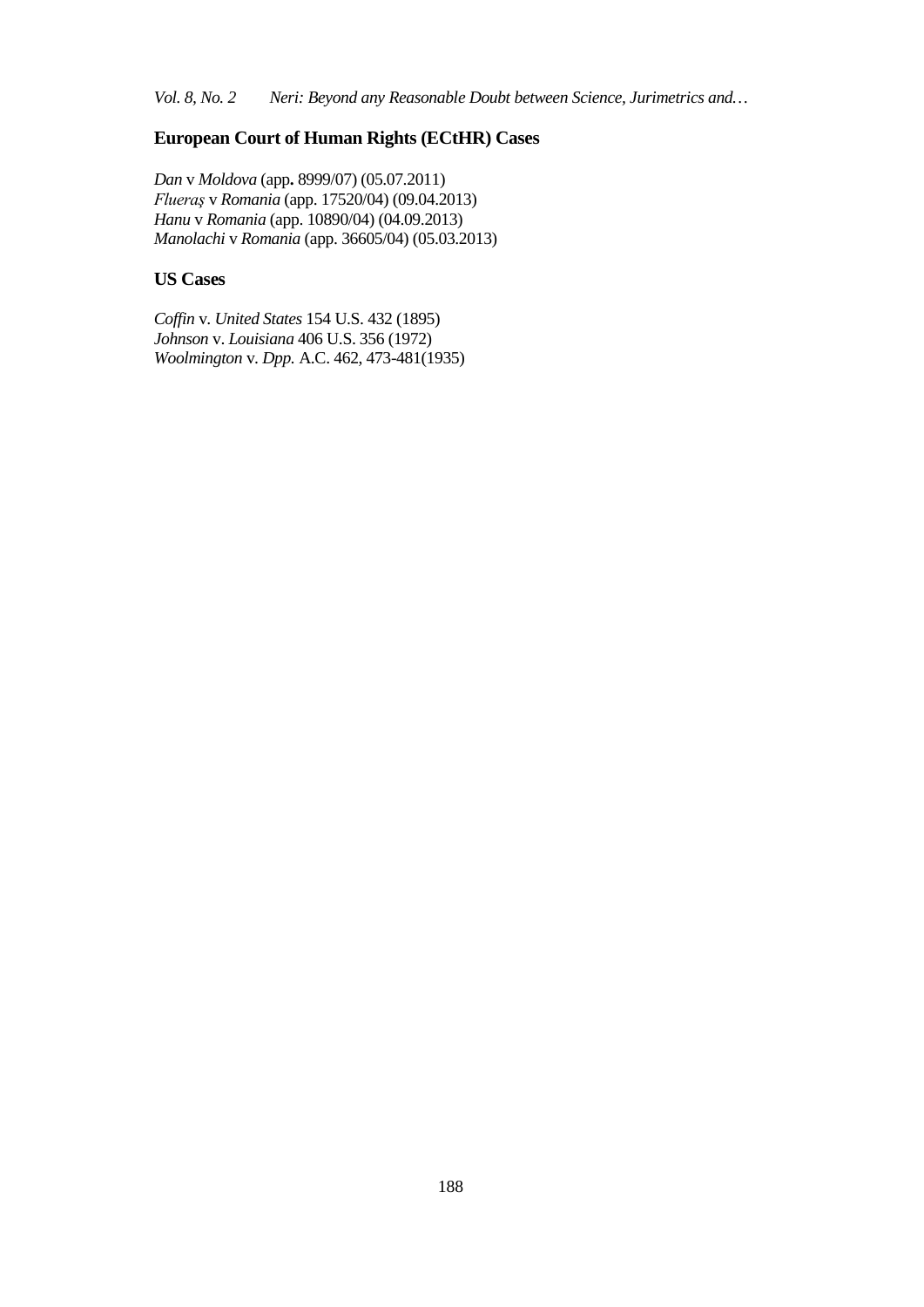## European Court of Human Rights (ECtHR) Cases

*Dan* v *Moldova* (app**.** 8999/07) (05.07.2011)
*Flueraş* v *Romania* (app. 17520/04) (09.04.2013)
*Hanu* v *Romania* (app. 10890/04) (04.09.2013)
*Manolachi* v *Romania* (app. 36605/04) (05.03.2013)

## US Cases

*Coffin* v. *United States* 154 U.S. 432 (1895)
*Johnson* v. *Louisiana* 406 U.S. 356 (1972)
*Woolmington* v. *Dpp.* A.C. 462, 473-481(1935)